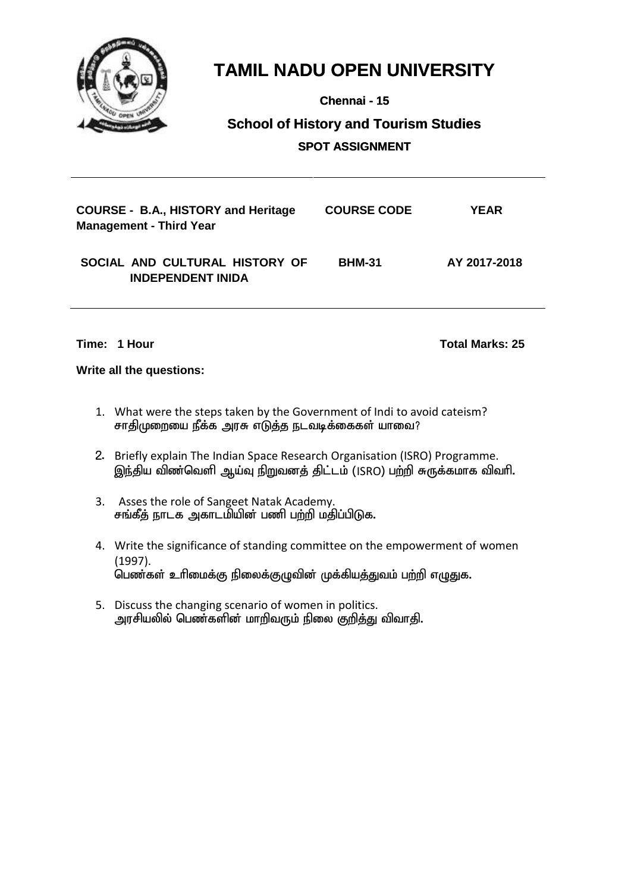# TAMIL NADU OPEN UNIVERSITY

**Chennai - 15**

## School of History and Tourism Studies

**SPOT ASSIGNMENT**

| COURSE - B.A., HISTORY and Heritage Management - Third Year | COURSE CODE | YEAR |
|---|---|---|
| SOCIAL AND CULTURAL HISTORY OF INDEPENDENT INIDA | BHM-31 | AY 2017-2018 |

**Time: 1 Hour** **Total Marks: 25**

**Write all the questions:**

1. What were the steps taken by the Government of Indi to avoid cateism?
   சாதிமுறையை நீக்க அரசு எடுத்த நடவடிக்கைகள் யாவை?

2. Briefly explain The Indian Space Research Organisation (ISRO) Programme.
   இந்திய விண்வெளி ஆய்வு நிறுவனத் திட்டம் (ISRO) பற்றி சுருக்கமாக விவரி.

3. Asses the role of Sangeet Natak Academy.
   சங்கீத் நாடக அகாடமியின் பணி பற்றி மதிப்பிடுக.

4. Write the significance of standing committee on the empowerment of women (1997).
   பெண்கள் உரிமைக்கு நிலைக்குழுவின் முக்கியத்துவம் பற்றி எழுதுக.

5. Discuss the changing scenario of women in politics.
   அரசியலில் பெண்களின் மாறிவரும் நிலை குறித்து விவாதி.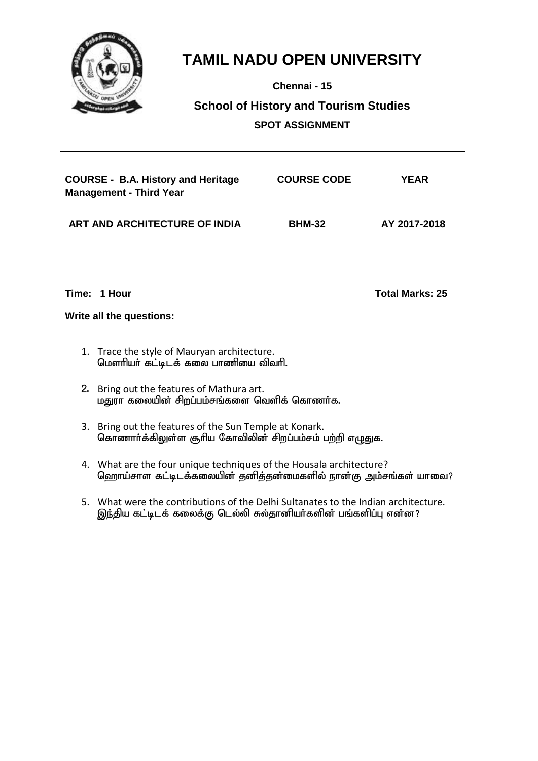# TAMIL NADU OPEN UNIVERSITY

**Chennai - 15**

**School of History and Tourism Studies**

**SPOT ASSIGNMENT**

| COURSE - B.A. History and Heritage Management - Third Year | COURSE CODE | YEAR |
|---|---|---|
| ART AND ARCHITECTURE OF INDIA | BHM-32 | AY 2017-2018 |

**Time: 1 Hour** **Total Marks: 25**

**Write all the questions:**

1. Trace the style of Mauryan architecture.
   மௌரியர் கட்டிடக் கலை பாணியை விவரி.

2. Bring out the features of Mathura art.
   மதுரா கலையின் சிறப்பம்சங்களை வெளிக் கொணர்க.

3. Bring out the features of the Sun Temple at Konark.
   கொணார்க்கிலுள்ள சூரிய கோவிலின் சிறப்பம்சம் பற்றி எழுதுக.

4. What are the four unique techniques of the Housala architecture?
   ஹொய்சாள கட்டிடக்கலையின் தனித்தன்மைகளில் நான்கு அம்சங்கள் யாவை?

5. What were the contributions of the Delhi Sultanates to the Indian architecture.
   இந்திய கட்டிடக் கலைக்கு டெல்லி சுல்தானியர்களின் பங்களிப்பு என்ன?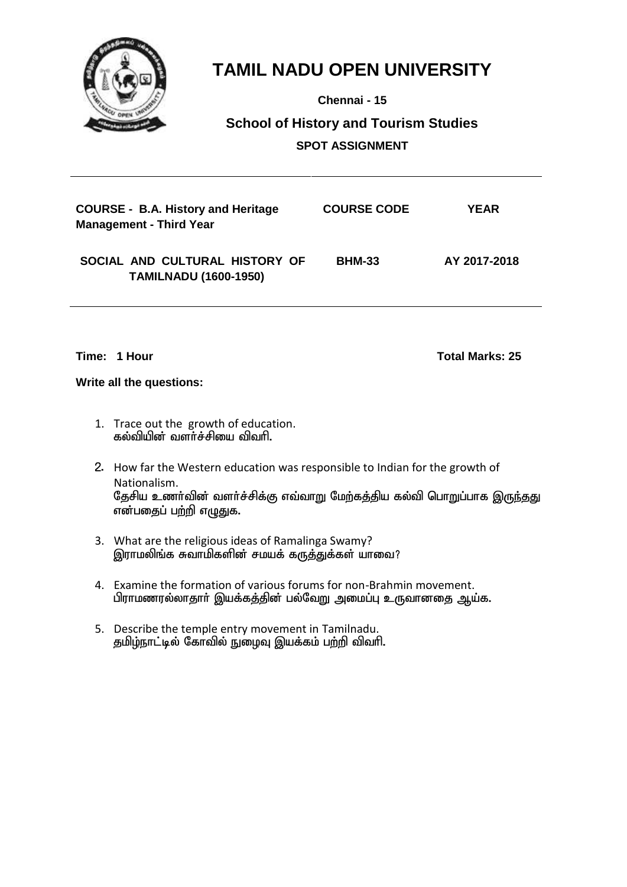# TAMIL NADU OPEN UNIVERSITY

**Chennai - 15**

## School of History and Tourism Studies

**SPOT ASSIGNMENT**

| COURSE - B.A. History and Heritage Management - Third Year | COURSE CODE | YEAR |
|---|---|---|
| SOCIAL AND CULTURAL HISTORY OF TAMILNADU (1600-1950) | BHM-33 | AY 2017-2018 |

**Time: 1 Hour** **Total Marks: 25**

**Write all the questions:**

1. Trace out the growth of education.
   கல்வியின் வளர்ச்சியை விவரி.

2. How far the Western education was responsible to Indian for the growth of Nationalism.
   தேசிய உணர்வின் வளர்ச்சிக்கு எவ்வாறு மேற்கத்திய கல்வி பொறுப்பாக இருந்தது என்பதைப் பற்றி எழுதுக.

3. What are the religious ideas of Ramalinga Swamy?
   இராமலிங்க சுவாமிகளின் சமயக் கருத்துக்கள் யாவை?

4. Examine the formation of various forums for non-Brahmin movement.
   பிராமணரல்லாதார் இயக்கத்தின் பல்வேறு அமைப்பு உருவானதை ஆய்க.

5. Describe the temple entry movement in Tamilnadu.
   தமிழ்நாட்டில் கோவில் நுழைவு இயக்கம் பற்றி விவரி.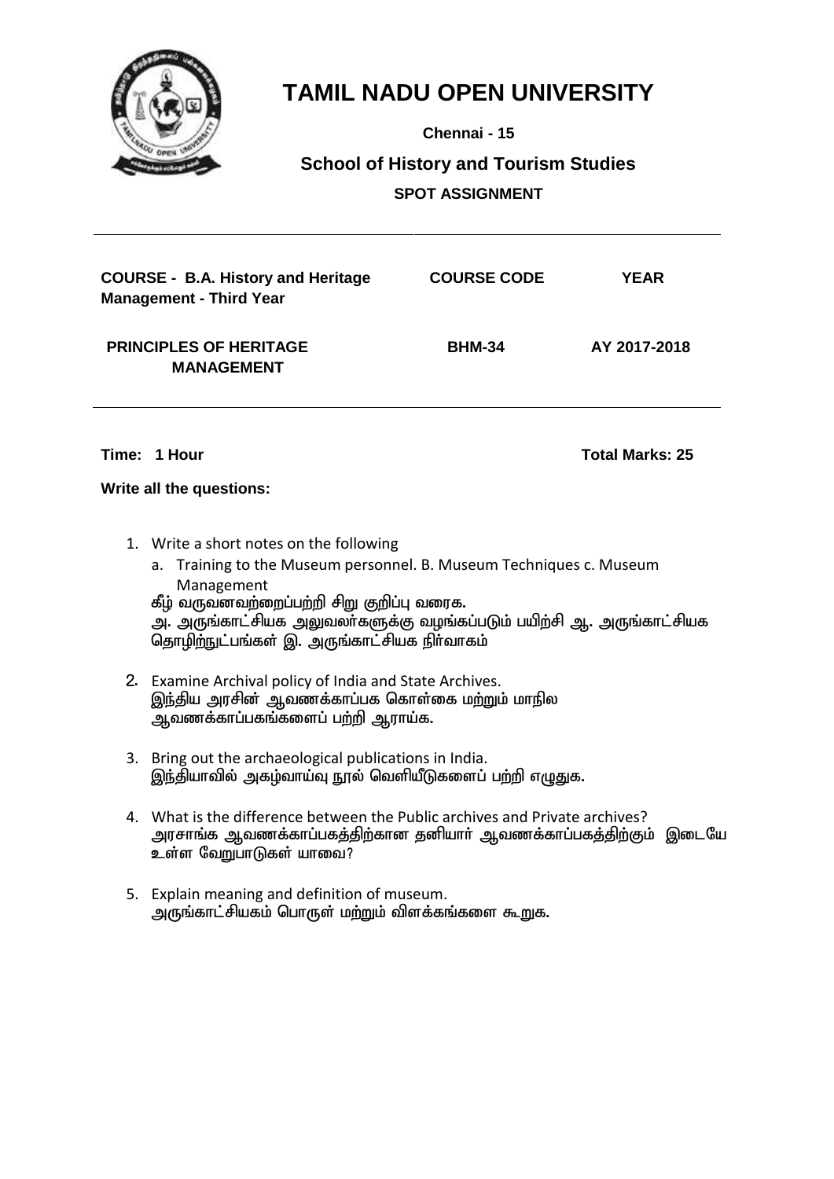# TAMIL NADU OPEN UNIVERSITY

**Chennai - 15**

**School of History and Tourism Studies**

**SPOT ASSIGNMENT**

| COURSE - B.A. History and Heritage Management - Third Year | COURSE CODE | YEAR |
|---|---|---|
| PRINCIPLES OF HERITAGE MANAGEMENT | BHM-34 | AY 2017-2018 |

**Time: 1 Hour** **Total Marks: 25**

**Write all the questions:**

1. Write a short notes on the following
   a. Training to the Museum personnel. B. Museum Techniques c. Museum Management
   கீழ் வருவனவற்றைப்பற்றி சிறு குறிப்பு வரைக.
   அ. அருங்காட்சியக அலுவலர்களுக்கு வழங்கப்படும் பயிற்சி ஆ. அருங்காட்சியக தொழிற்நுட்பங்கள் இ. அருங்காட்சியக நிர்வாகம்

2. Examine Archival policy of India and State Archives.
   இந்திய அரசின் ஆவணக்காப்பக கொள்கை மற்றும் மாநில ஆவணக்காப்பகங்களைப் பற்றி ஆராய்க.

3. Bring out the archaeological publications in India.
   இந்தியாவில் அகழ்வாய்வு நூல் வெளியீடுகளைப் பற்றி எழுதுக.

4. What is the difference between the Public archives and Private archives?
   அரசாங்க ஆவணக்காப்பகத்திற்கான தனியார் ஆவணக்காப்பகத்திற்கும் இடையே உள்ள வேறுபாடுகள் யாவை?

5. Explain meaning and definition of museum.
   அருங்காட்சியகம் பொருள் மற்றும் விளக்கங்களை கூறுக.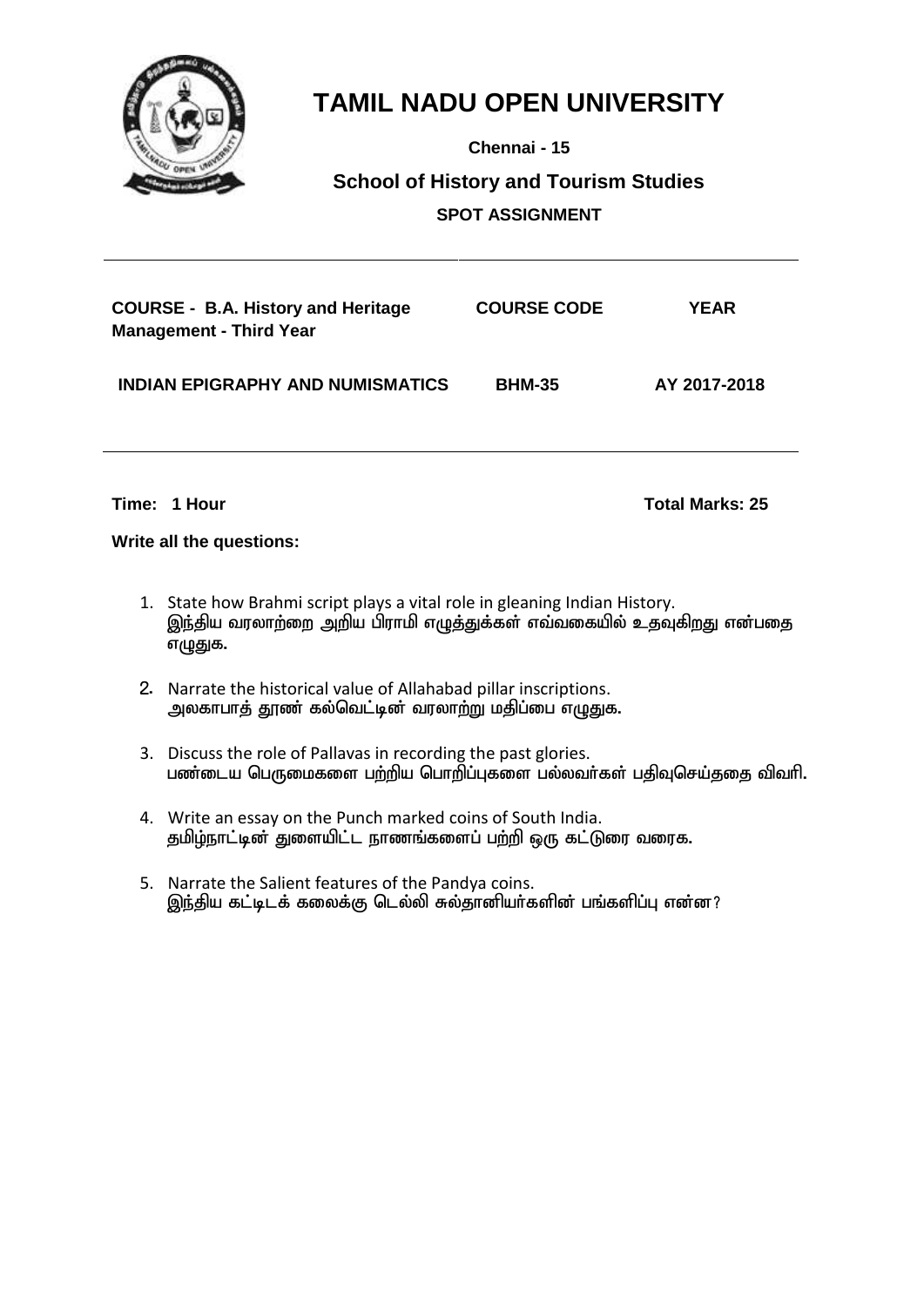# TAMIL NADU OPEN UNIVERSITY

**Chennai - 15**

**School of History and Tourism Studies**

**SPOT ASSIGNMENT**

| COURSE - B.A. History and Heritage Management - Third Year | COURSE CODE | YEAR |
|---|---|---|
| INDIAN EPIGRAPHY AND NUMISMATICS | BHM-35 | AY 2017-2018 |

**Time: 1 Hour** **Total Marks: 25**

**Write all the questions:**

1. State how Brahmi script plays a vital role in gleaning Indian History.
   இந்திய வரலாற்றை அறிய பிராமி எழுத்துக்கள் எவ்வகையில் உதவுகிறது என்பதை எழுதுக.

2. Narrate the historical value of Allahabad pillar inscriptions.
   அலகாபாத் தூண் கல்வெட்டின் வரலாற்று மதிப்பை எழுதுக.

3. Discuss the role of Pallavas in recording the past glories.
   பண்டைய பெருமைகளை பற்றிய பொறிப்புகளை பல்லவர்கள் பதிவுசெய்ததை விவரி.

4. Write an essay on the Punch marked coins of South India.
   தமிழ்நாட்டின் துளையிட்ட நாணங்களைப் பற்றி ஒரு கட்டுரை வரைக.

5. Narrate the Salient features of the Pandya coins.
   இந்திய கட்டிடக் கலைக்கு டெல்லி சுல்தானியர்களின் பங்களிப்பு என்ன?